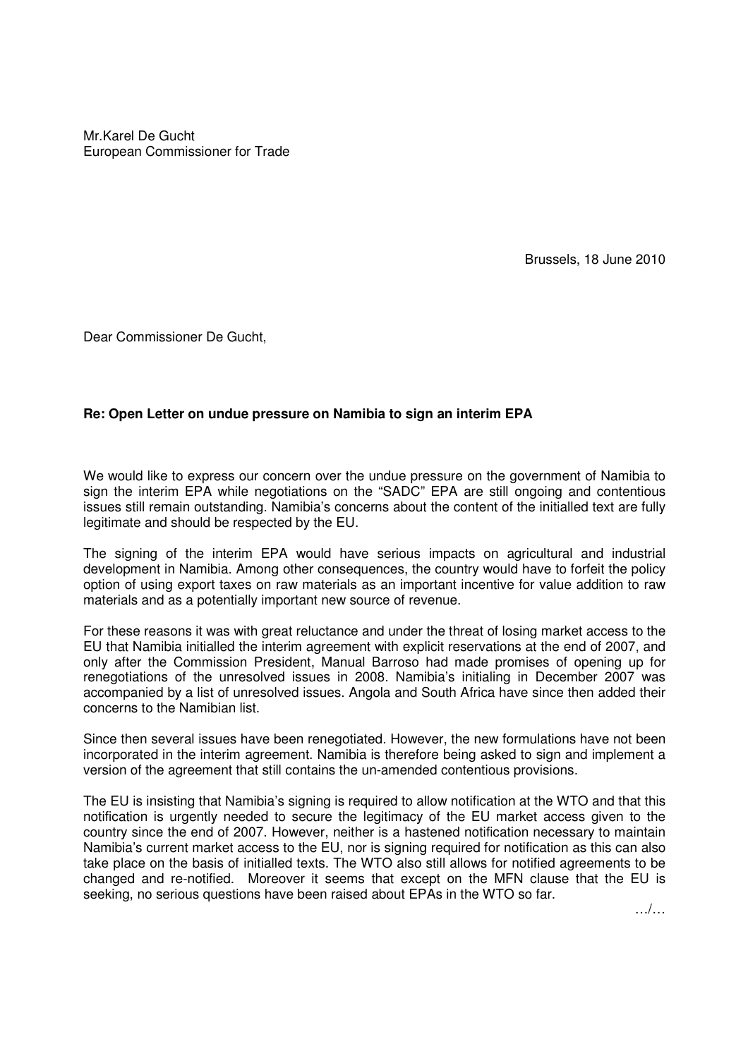Mr.Karel De Gucht
European Commissioner for Trade

Brussels, 18 June 2010

Dear Commissioner De Gucht,

**Re: Open Letter on undue pressure on Namibia to sign an interim EPA**

We would like to express our concern over the undue pressure on the government of Namibia to sign the interim EPA while negotiations on the "SADC" EPA are still ongoing and contentious issues still remain outstanding. Namibia's concerns about the content of the initialled text are fully legitimate and should be respected by the EU.

The signing of the interim EPA would have serious impacts on agricultural and industrial development in Namibia. Among other consequences, the country would have to forfeit the policy option of using export taxes on raw materials as an important incentive for value addition to raw materials and as a potentially important new source of revenue.

For these reasons it was with great reluctance and under the threat of losing market access to the EU that Namibia initialled the interim agreement with explicit reservations at the end of 2007, and only after the Commission President, Manual Barroso had made promises of opening up for renegotiations of the unresolved issues in 2008. Namibia's initialing in December 2007 was accompanied by a list of unresolved issues. Angola and South Africa have since then added their concerns to the Namibian list.

Since then several issues have been renegotiated. However, the new formulations have not been incorporated in the interim agreement. Namibia is therefore being asked to sign and implement a version of the agreement that still contains the un-amended contentious provisions.

The EU is insisting that Namibia's signing is required to allow notification at the WTO and that this notification is urgently needed to secure the legitimacy of the EU market access given to the country since the end of 2007. However, neither is a hastened notification necessary to maintain Namibia's current market access to the EU, nor is signing required for notification as this can also take place on the basis of initialled texts. The WTO also still allows for notified agreements to be changed and re-notified. Moreover it seems that except on the MFN clause that the EU is seeking, no serious questions have been raised about EPAs in the WTO so far.

…/…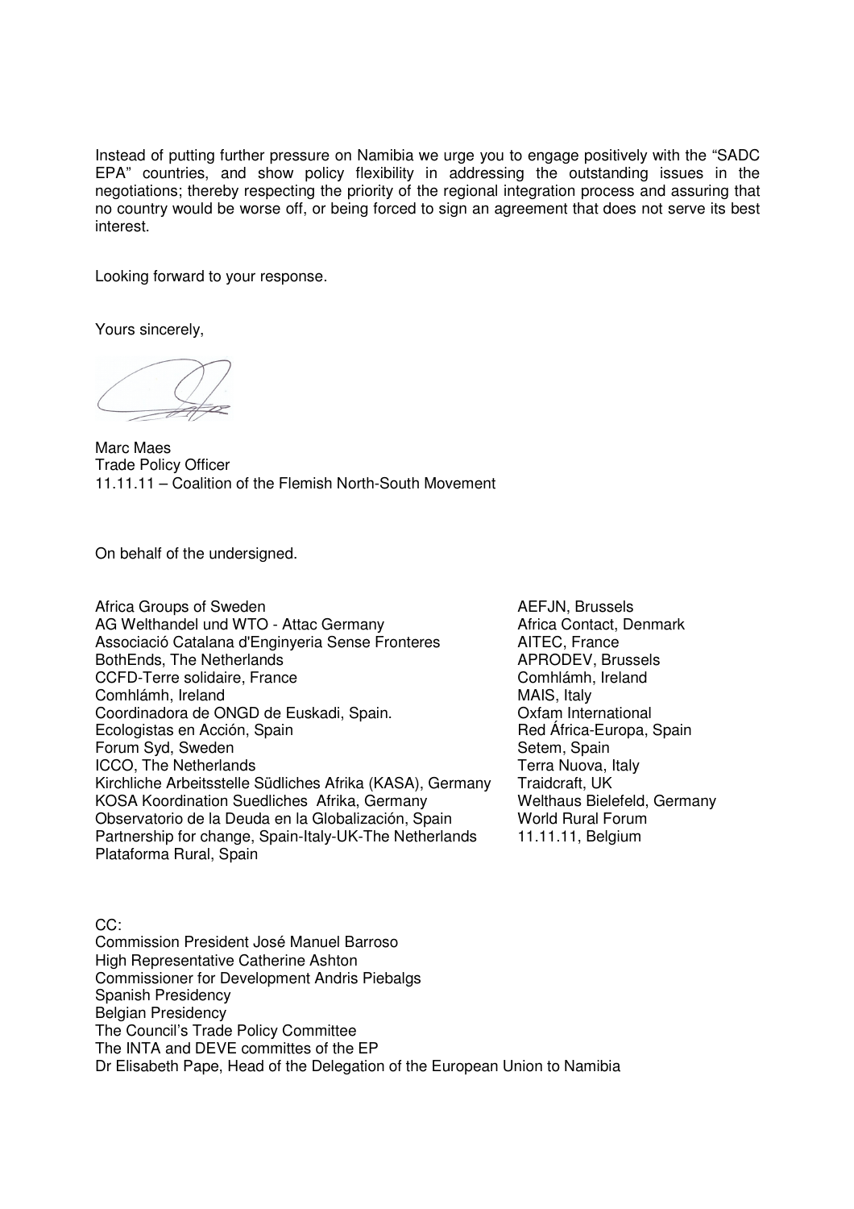Instead of putting further pressure on Namibia we urge you to engage positively with the "SADC EPA" countries, and show policy flexibility in addressing the outstanding issues in the negotiations; thereby respecting the priority of the regional integration process and assuring that no country would be worse off, or being forced to sign an agreement that does not serve its best interest.

Looking forward to your response.

Yours sincerely,

Marc Maes
Trade Policy Officer
11.11.11 – Coalition of the Flemish North-South Movement

On behalf of the undersigned.

Africa Groups of Sweden
AG Welthandel und WTO - Attac Germany
Associació Catalana d'Enginyeria Sense Fronteres
BothEnds, The Netherlands
CCFD-Terre solidaire, France
Comhlámh, Ireland
Coordinadora de ONGD de Euskadi, Spain.
Ecologistas en Acción, Spain
Forum Syd, Sweden
ICCO, The Netherlands
Kirchliche Arbeitsstelle Südliches Afrika (KASA), Germany
KOSA Koordination Suedliches Afrika, Germany
Observatorio de la Deuda en la Globalización, Spain
Partnership for change, Spain-Italy-UK-The Netherlands
Plataforma Rural, Spain
AEFJN, Brussels
Africa Contact, Denmark
AITEC, France
APRODEV, Brussels
Comhlámh, Ireland
MAIS, Italy
Oxfam International
Red África-Europa, Spain
Setem, Spain
Terra Nuova, Italy
Traidcraft, UK
Welthaus Bielefeld, Germany
World Rural Forum
11.11.11, Belgium

CC:
Commission President José Manuel Barroso
High Representative Catherine Ashton
Commissioner for Development Andris Piebalgs
Spanish Presidency
Belgian Presidency
The Council's Trade Policy Committee
The INTA and DEVE committes of the EP
Dr Elisabeth Pape, Head of the Delegation of the European Union to Namibia